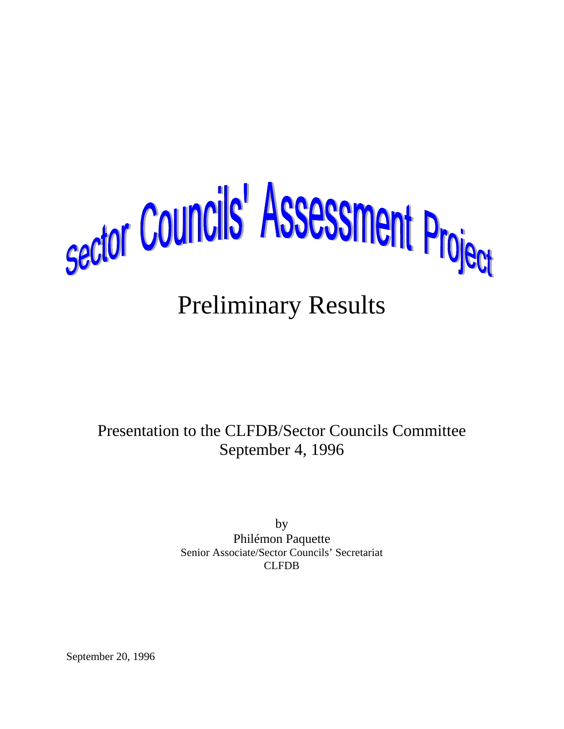# Sector Councils' Assessment Project

## Preliminary Results

Presentation to the CLFDB/Sector Councils Committee
September 4, 1996

by
Philémon Paquette
Senior Associate/Sector Councils' Secretariat
CLFDB

September 20, 1996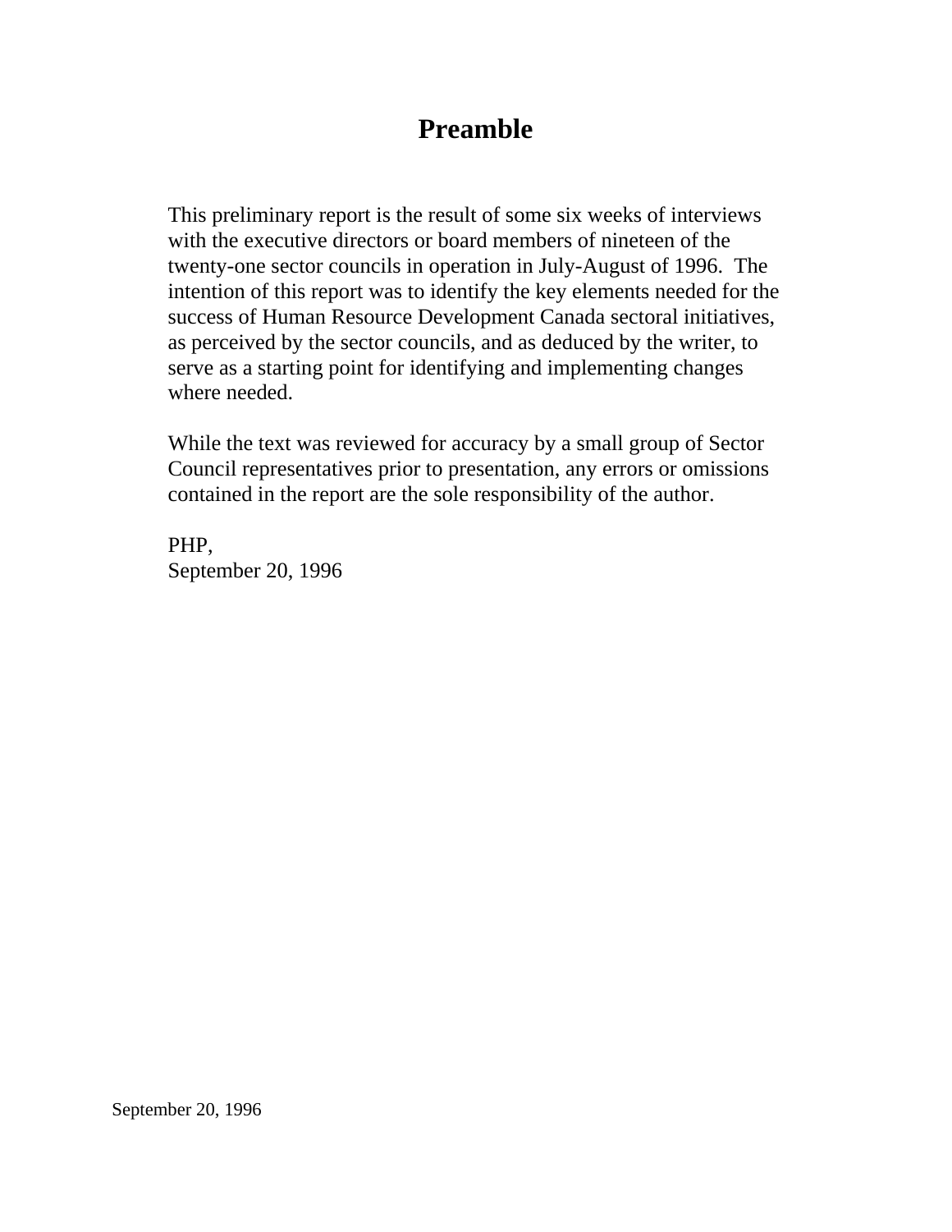# Preamble

This preliminary report is the result of some six weeks of interviews with the executive directors or board members of nineteen of the twenty-one sector councils in operation in July-August of 1996. The intention of this report was to identify the key elements needed for the success of Human Resource Development Canada sectoral initiatives, as perceived by the sector councils, and as deduced by the writer, to serve as a starting point for identifying and implementing changes where needed.

While the text was reviewed for accuracy by a small group of Sector Council representatives prior to presentation, any errors or omissions contained in the report are the sole responsibility of the author.

PHP,
September 20, 1996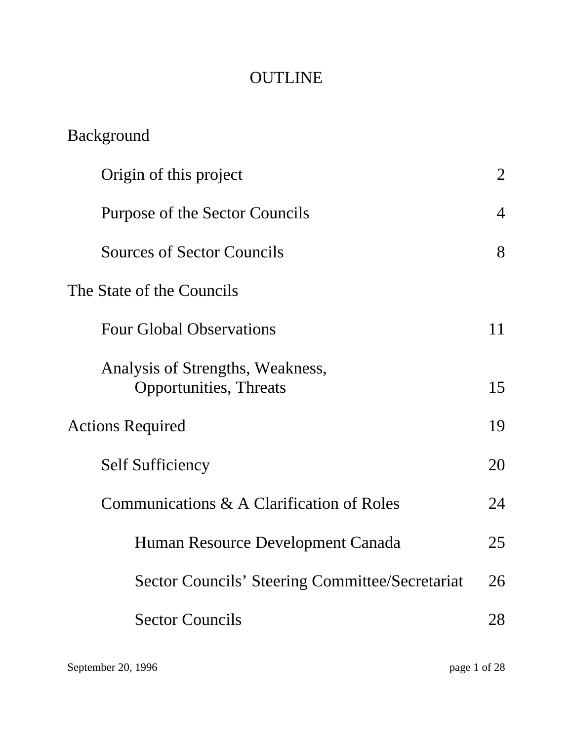# OUTLINE

| | |
|---|---|
| **Background** | |
| Origin of this project | 2 |
| Purpose of the Sector Councils | 4 |
| Sources of Sector Councils | 8 |
| **The State of the Councils** | |
| Four Global Observations | 11 |
| Analysis of Strengths, Weakness, Opportunities, Threats | 15 |
| **Actions Required** | 19 |
| Self Sufficiency | 20 |
| Communications & A Clarification of Roles | 24 |
| Human Resource Development Canada | 25 |
| Sector Councils' Steering Committee/Secretariat | 26 |
| Sector Councils | 28 |

September 20, 1996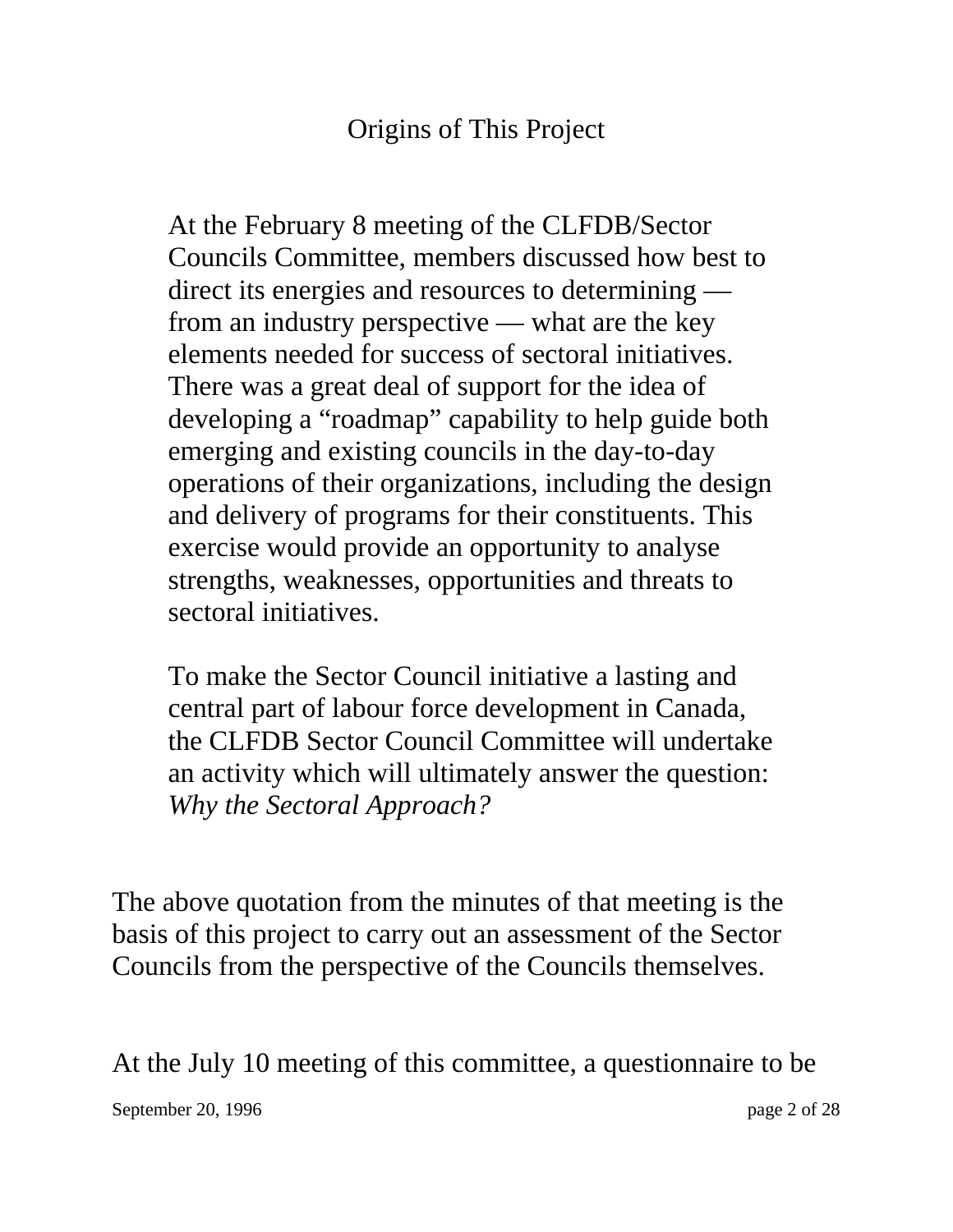## Origins of This Project

> At the February 8 meeting of the CLFDB/Sector Councils Committee, members discussed how best to direct its energies and resources to determining — from an industry perspective — what are the key elements needed for success of sectoral initiatives. There was a great deal of support for the idea of developing a "roadmap" capability to help guide both emerging and existing councils in the day-to-day operations of their organizations, including the design and delivery of programs for their constituents. This exercise would provide an opportunity to analyse strengths, weaknesses, opportunities and threats to sectoral initiatives.
>
> To make the Sector Council initiative a lasting and central part of labour force development in Canada, the CLFDB Sector Council Committee will undertake an activity which will ultimately answer the question: *Why the Sectoral Approach?*

The above quotation from the minutes of that meeting is the basis of this project to carry out an assessment of the Sector Councils from the perspective of the Councils themselves.

At the July 10 meeting of this committee, a questionnaire to be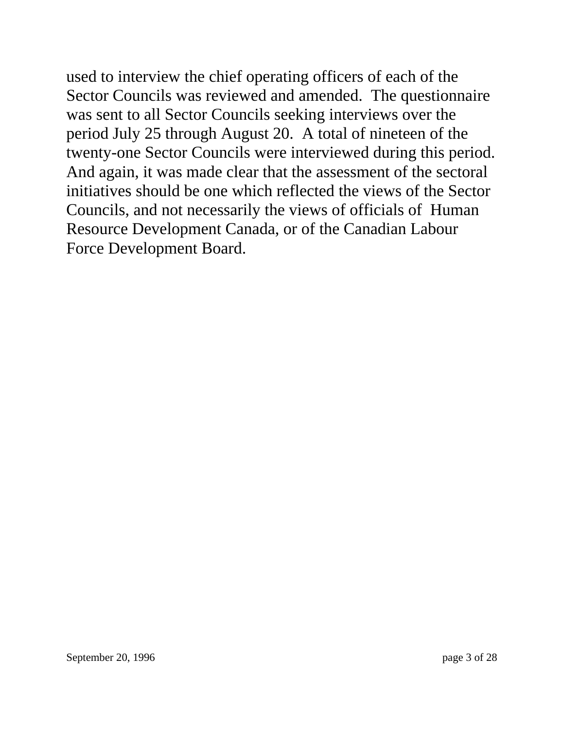used to interview the chief operating officers of each of the Sector Councils was reviewed and amended. The questionnaire was sent to all Sector Councils seeking interviews over the period July 25 through August 20. A total of nineteen of the twenty-one Sector Councils were interviewed during this period. And again, it was made clear that the assessment of the sectoral initiatives should be one which reflected the views of the Sector Councils, and not necessarily the views of officials of Human Resource Development Canada, or of the Canadian Labour Force Development Board.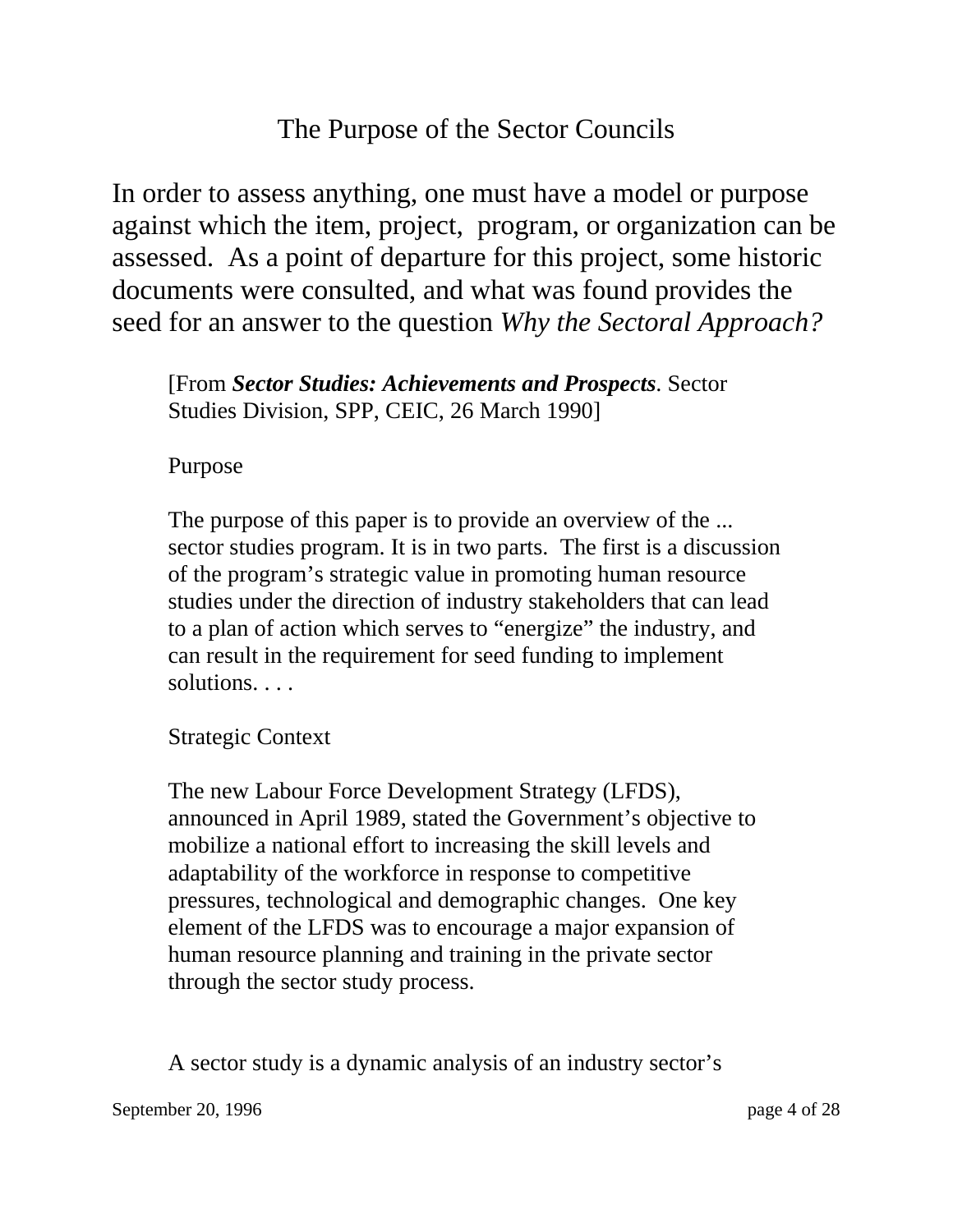## The Purpose of the Sector Councils

In order to assess anything, one must have a model or purpose against which the item, project, program, or organization can be assessed. As a point of departure for this project, some historic documents were consulted, and what was found provides the seed for an answer to the question *Why the Sectoral Approach?*

> [From ***Sector Studies: Achievements and Prospects***. Sector Studies Division, SPP, CEIC, 26 March 1990]
>
> Purpose
>
> The purpose of this paper is to provide an overview of the ... sector studies program. It is in two parts. The first is a discussion of the program's strategic value in promoting human resource studies under the direction of industry stakeholders that can lead to a plan of action which serves to "energize" the industry, and can result in the requirement for seed funding to implement solutions. . . .
>
> Strategic Context
>
> The new Labour Force Development Strategy (LFDS), announced in April 1989, stated the Government's objective to mobilize a national effort to increasing the skill levels and adaptability of the workforce in response to competitive pressures, technological and demographic changes. One key element of the LFDS was to encourage a major expansion of human resource planning and training in the private sector through the sector study process.
>
> A sector study is a dynamic analysis of an industry sector's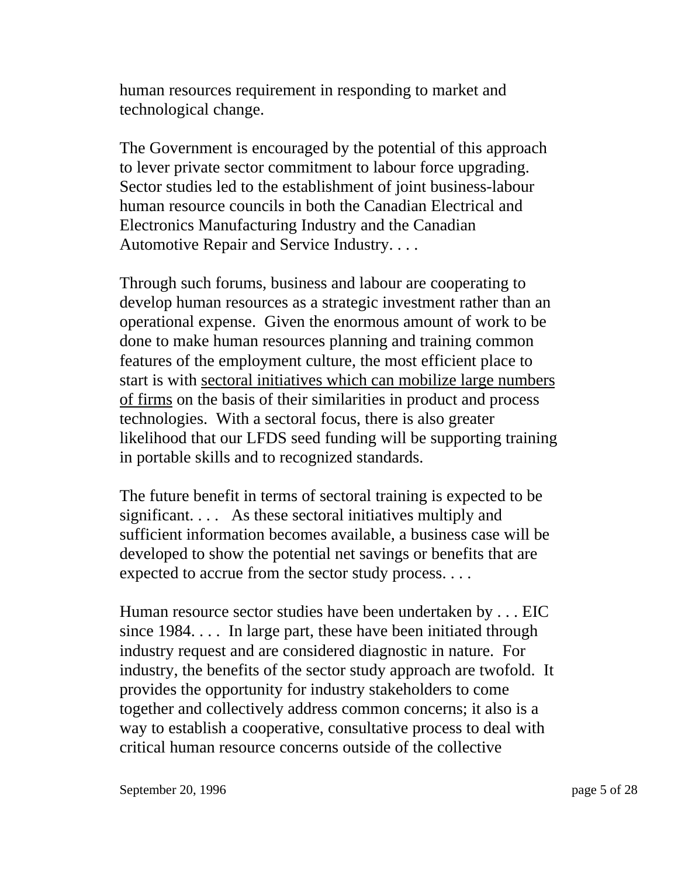human resources requirement in responding to market and technological change.

The Government is encouraged by the potential of this approach to lever private sector commitment to labour force upgrading. Sector studies led to the establishment of joint business-labour human resource councils in both the Canadian Electrical and Electronics Manufacturing Industry and the Canadian Automotive Repair and Service Industry. . . .

Through such forums, business and labour are cooperating to develop human resources as a strategic investment rather than an operational expense. Given the enormous amount of work to be done to make human resources planning and training common features of the employment culture, the most efficient place to start is with <u>sectoral initiatives which can mobilize large numbers of firms</u> on the basis of their similarities in product and process technologies. With a sectoral focus, there is also greater likelihood that our LFDS seed funding will be supporting training in portable skills and to recognized standards.

The future benefit in terms of sectoral training is expected to be significant. . . . As these sectoral initiatives multiply and sufficient information becomes available, a business case will be developed to show the potential net savings or benefits that are expected to accrue from the sector study process. . . .

Human resource sector studies have been undertaken by . . . EIC since 1984. . . . In large part, these have been initiated through industry request and are considered diagnostic in nature. For industry, the benefits of the sector study approach are twofold. It provides the opportunity for industry stakeholders to come together and collectively address common concerns; it also is a way to establish a cooperative, consultative process to deal with critical human resource concerns outside of the collective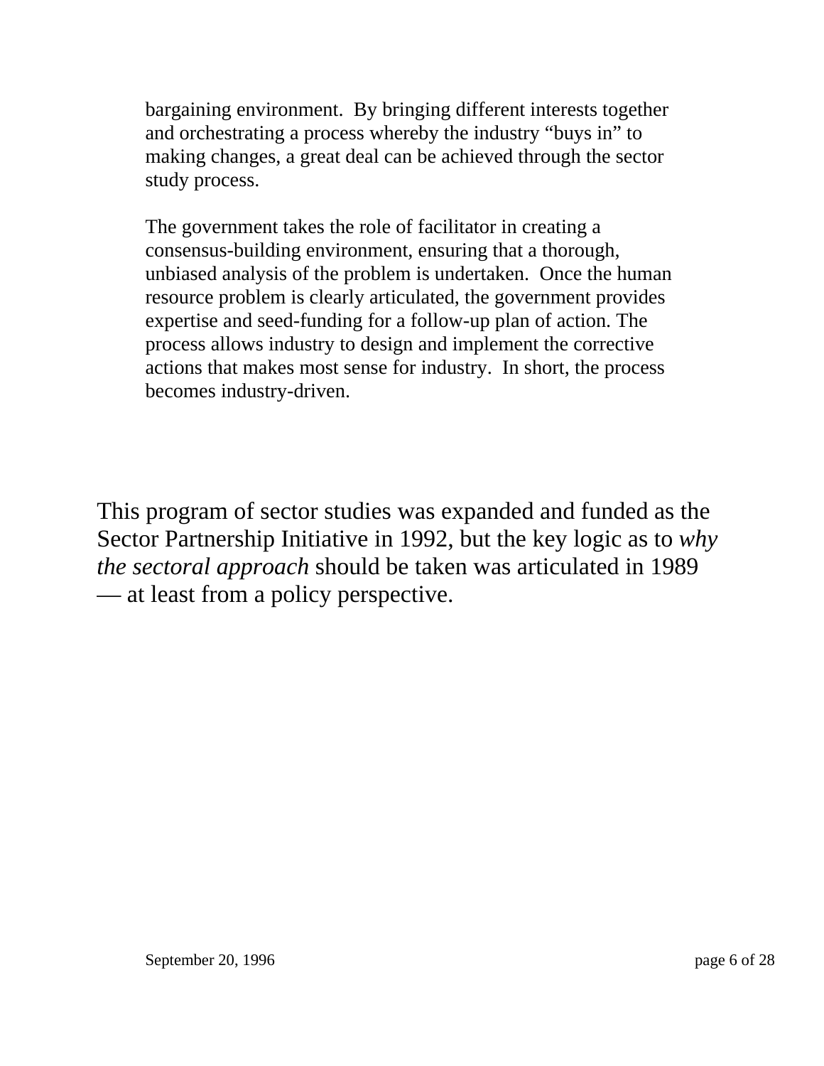> bargaining environment. By bringing different interests together and orchestrating a process whereby the industry "buys in" to making changes, a great deal can be achieved through the sector study process.
>
> The government takes the role of facilitator in creating a consensus-building environment, ensuring that a thorough, unbiased analysis of the problem is undertaken. Once the human resource problem is clearly articulated, the government provides expertise and seed-funding for a follow-up plan of action. The process allows industry to design and implement the corrective actions that makes most sense for industry. In short, the process becomes industry-driven.

This program of sector studies was expanded and funded as the Sector Partnership Initiative in 1992, but the key logic as to *why the sectoral approach* should be taken was articulated in 1989 — at least from a policy perspective.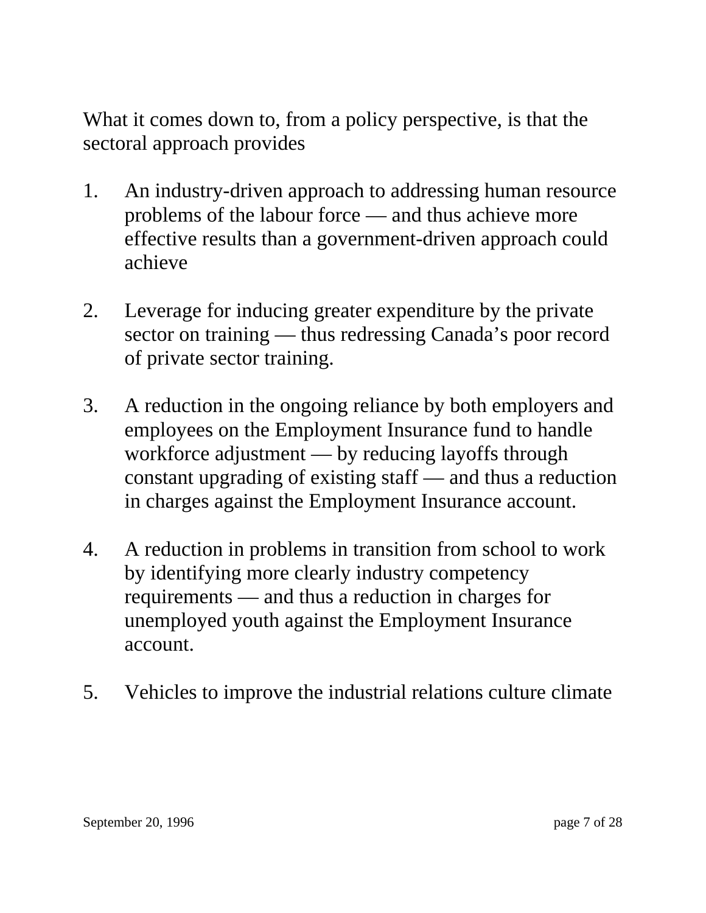What it comes down to, from a policy perspective, is that the sectoral approach provides

1. An industry-driven approach to addressing human resource problems of the labour force — and thus achieve more effective results than a government-driven approach could achieve

2. Leverage for inducing greater expenditure by the private sector on training — thus redressing Canada's poor record of private sector training.

3. A reduction in the ongoing reliance by both employers and employees on the Employment Insurance fund to handle workforce adjustment — by reducing layoffs through constant upgrading of existing staff — and thus a reduction in charges against the Employment Insurance account.

4. A reduction in problems in transition from school to work by identifying more clearly industry competency requirements — and thus a reduction in charges for unemployed youth against the Employment Insurance account.

5. Vehicles to improve the industrial relations culture climate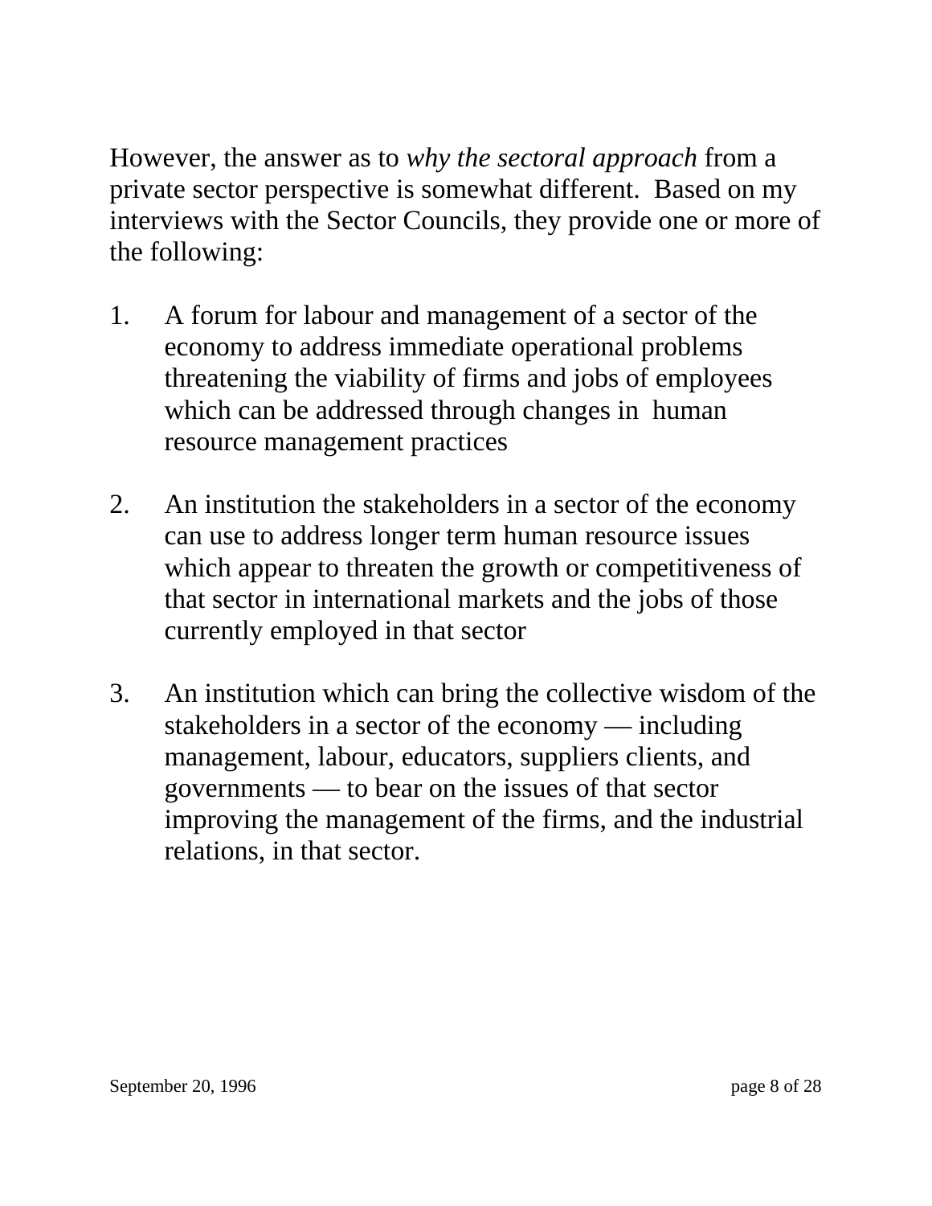However, the answer as to *why the sectoral approach* from a private sector perspective is somewhat different. Based on my interviews with the Sector Councils, they provide one or more of the following:

1. A forum for labour and management of a sector of the economy to address immediate operational problems threatening the viability of firms and jobs of employees which can be addressed through changes in human resource management practices

2. An institution the stakeholders in a sector of the economy can use to address longer term human resource issues which appear to threaten the growth or competitiveness of that sector in international markets and the jobs of those currently employed in that sector

3. An institution which can bring the collective wisdom of the stakeholders in a sector of the economy — including management, labour, educators, suppliers clients, and governments — to bear on the issues of that sector improving the management of the firms, and the industrial relations, in that sector.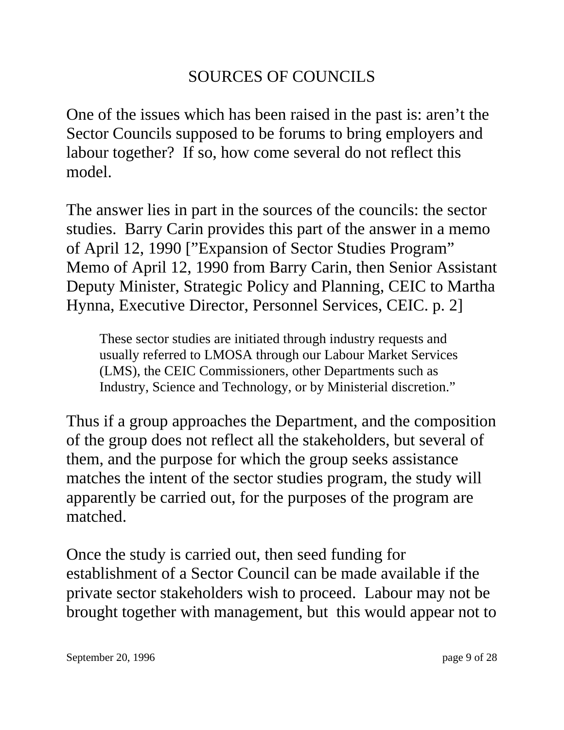# SOURCES OF COUNCILS

One of the issues which has been raised in the past is: aren't the Sector Councils supposed to be forums to bring employers and labour together? If so, how come several do not reflect this model.

The answer lies in part in the sources of the councils: the sector studies. Barry Carin provides this part of the answer in a memo of April 12, 1990 [”Expansion of Sector Studies Program” Memo of April 12, 1990 from Barry Carin, then Senior Assistant Deputy Minister, Strategic Policy and Planning, CEIC to Martha Hynna, Executive Director, Personnel Services, CEIC. p. 2]

> These sector studies are initiated through industry requests and usually referred to LMOSA through our Labour Market Services (LMS), the CEIC Commissioners, other Departments such as Industry, Science and Technology, or by Ministerial discretion.”

Thus if a group approaches the Department, and the composition of the group does not reflect all the stakeholders, but several of them, and the purpose for which the group seeks assistance matches the intent of the sector studies program, the study will apparently be carried out, for the purposes of the program are matched.

Once the study is carried out, then seed funding for establishment of a Sector Council can be made available if the private sector stakeholders wish to proceed. Labour may not be brought together with management, but this would appear not to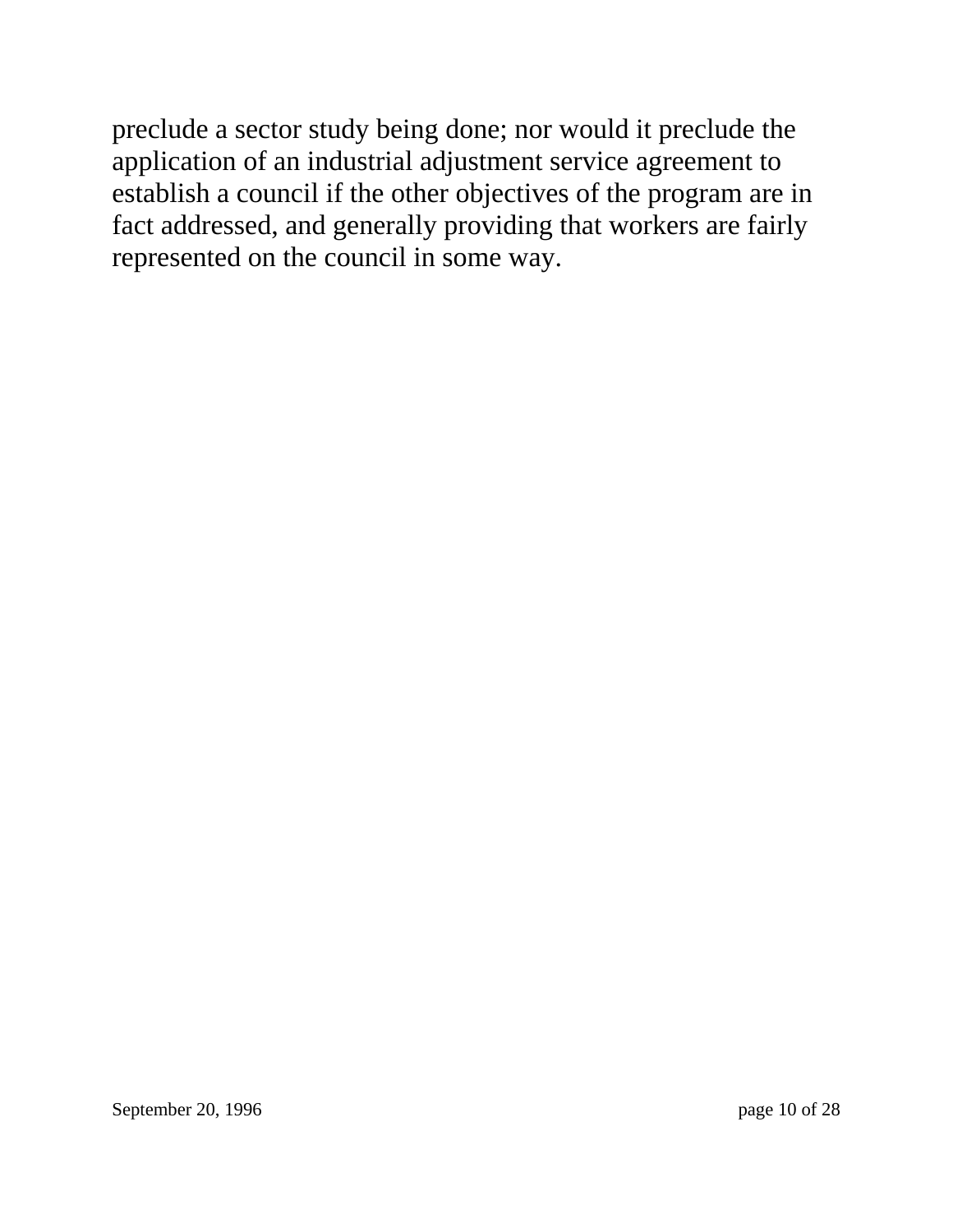preclude a sector study being done; nor would it preclude the application of an industrial adjustment service agreement to establish a council if the other objectives of the program are in fact addressed, and generally providing that workers are fairly represented on the council in some way.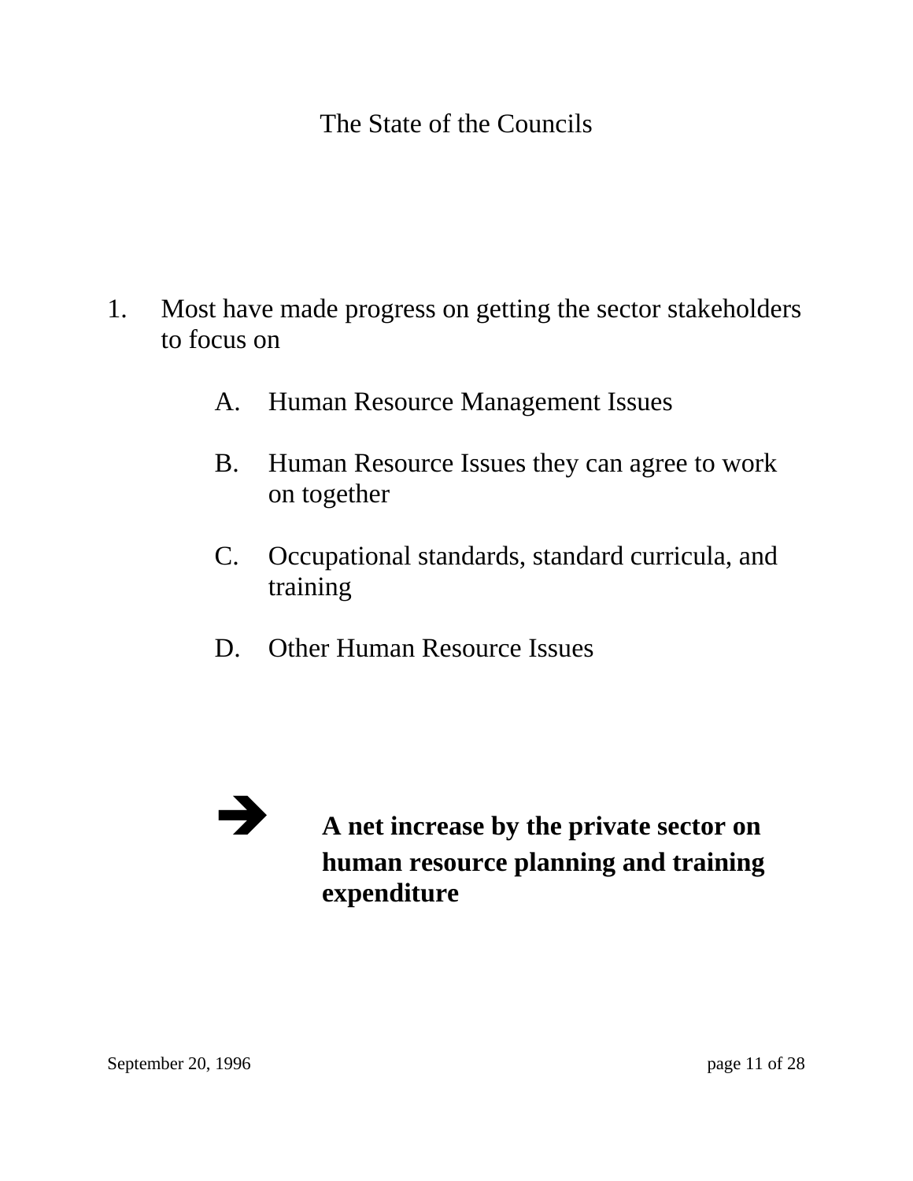# The State of the Councils

1. Most have made progress on getting the sector stakeholders to focus on

   A. Human Resource Management Issues

   B. Human Resource Issues they can agree to work on together

   C. Occupational standards, standard curricula, and training

   D. Other Human Resource Issues

➔ **A net increase by the private sector on human resource planning and training expenditure**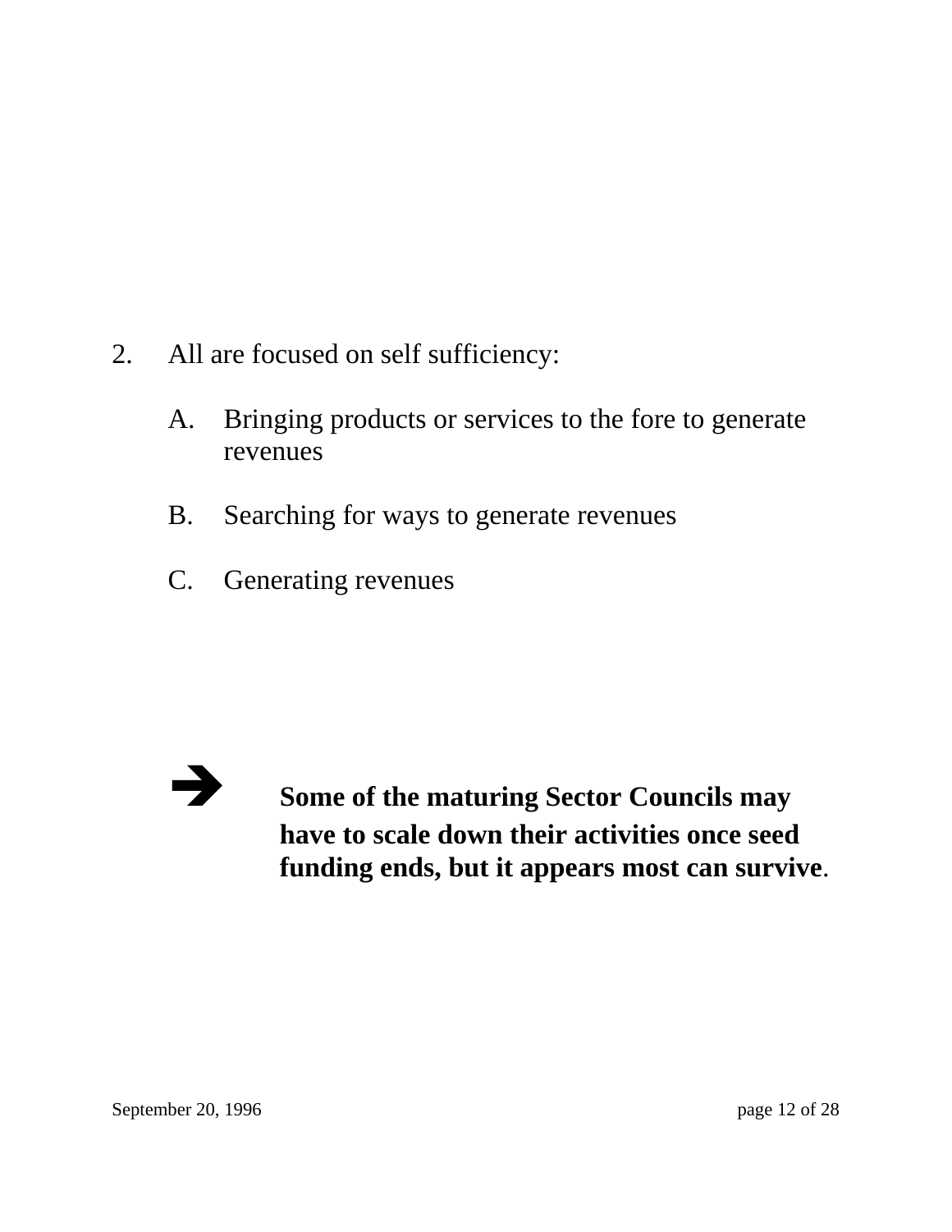2. All are focused on self sufficiency:

   A. Bringing products or services to the fore to generate revenues

   B. Searching for ways to generate revenues

   C. Generating revenues

➔ **Some of the maturing Sector Councils may have to scale down their activities once seed funding ends, but it appears most can survive**.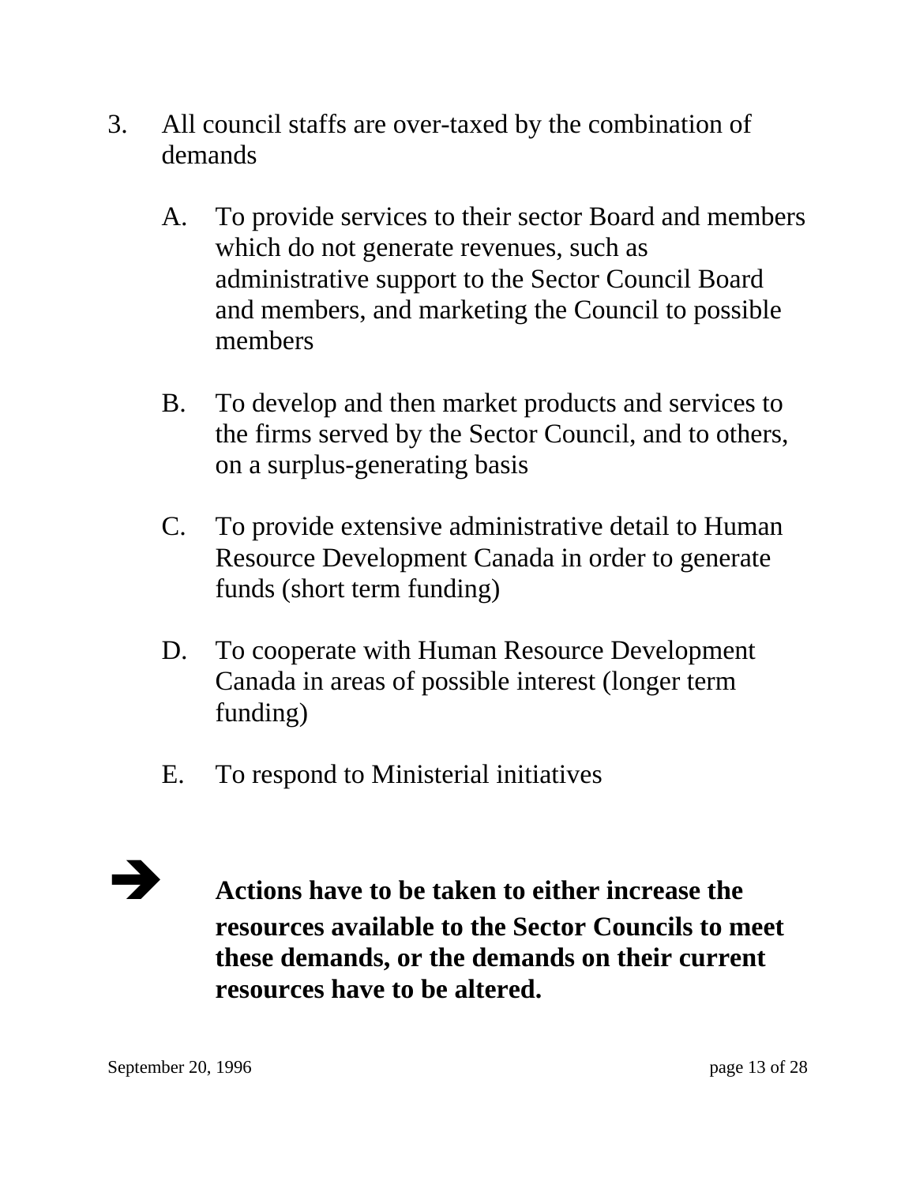3. All council staffs are over-taxed by the combination of demands

   A. To provide services to their sector Board and members which do not generate revenues, such as administrative support to the Sector Council Board and members, and marketing the Council to possible members

   B. To develop and then market products and services to the firms served by the Sector Council, and to others, on a surplus-generating basis

   C. To provide extensive administrative detail to Human Resource Development Canada in order to generate funds (short term funding)

   D. To cooperate with Human Resource Development Canada in areas of possible interest (longer term funding)

   E. To respond to Ministerial initiatives

➔ **Actions have to be taken to either increase the resources available to the Sector Councils to meet these demands, or the demands on their current resources have to be altered.**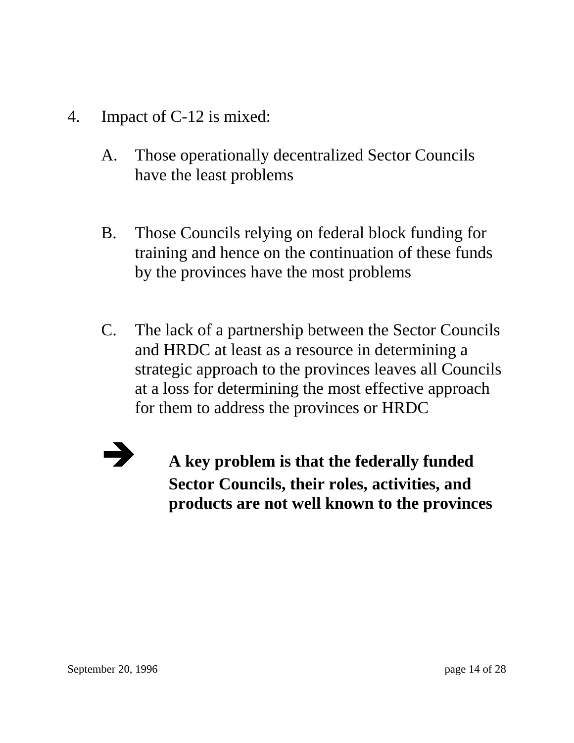4. Impact of C-12 is mixed:

   A. Those operationally decentralized Sector Councils have the least problems

   B. Those Councils relying on federal block funding for training and hence on the continuation of these funds by the provinces have the most problems

   C. The lack of a partnership between the Sector Councils and HRDC at least as a resource in determining a strategic approach to the provinces leaves all Councils at a loss for determining the most effective approach for them to address the provinces or HRDC

   ➔ **A key problem is that the federally funded Sector Councils, their roles, activities, and products are not well known to the provinces**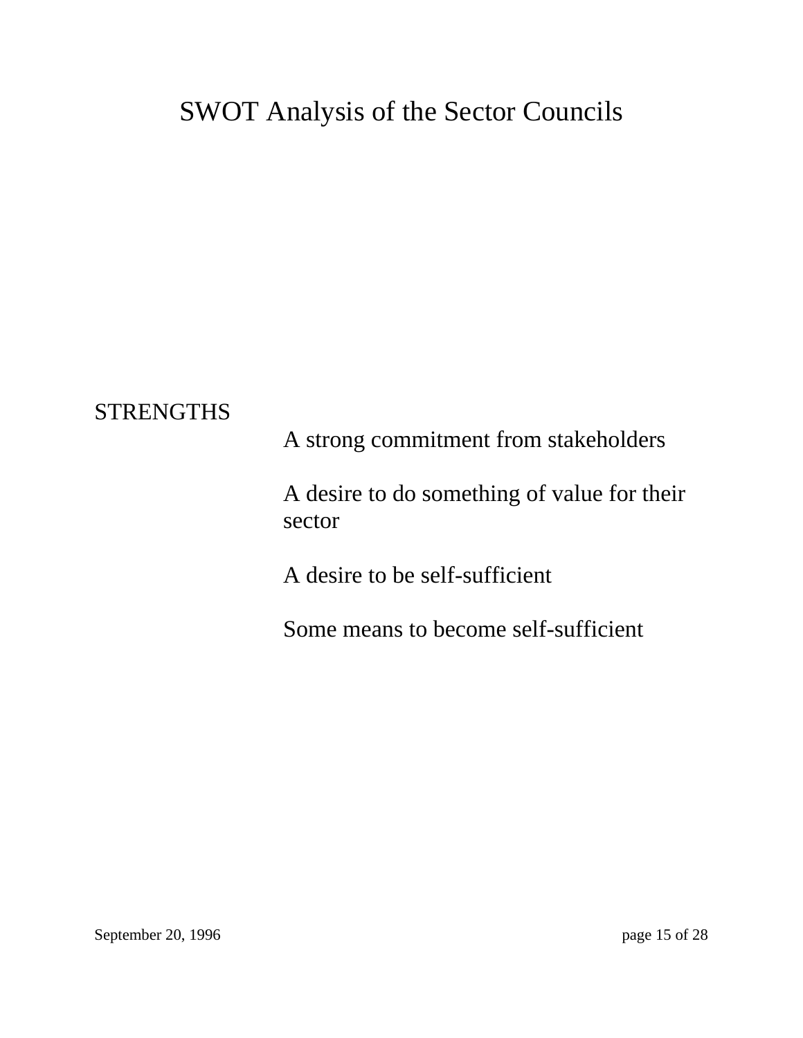# SWOT Analysis of the Sector Councils

STRENGTHS

- A strong commitment from stakeholders
- A desire to do something of value for their sector
- A desire to be self-sufficient
- Some means to become self-sufficient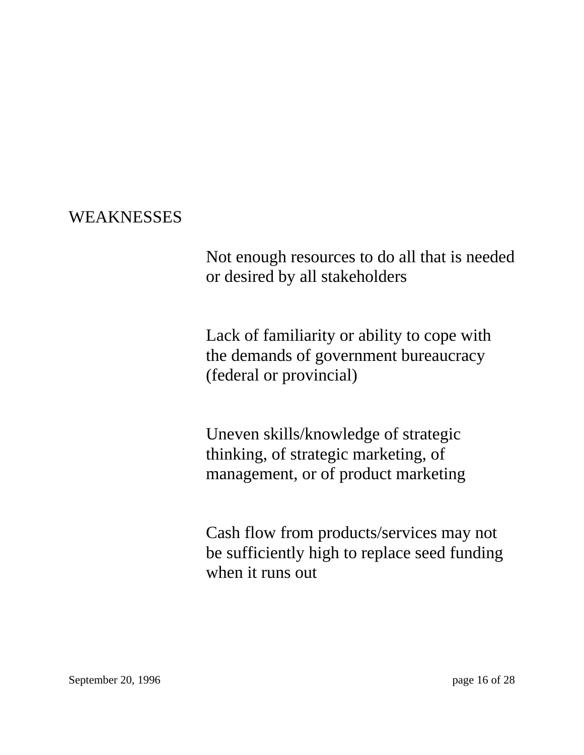## WEAKNESSES

Not enough resources to do all that is needed or desired by all stakeholders

Lack of familiarity or ability to cope with the demands of government bureaucracy (federal or provincial)

Uneven skills/knowledge of strategic thinking, of strategic marketing, of management, or of product marketing

Cash flow from products/services may not be sufficiently high to replace seed funding when it runs out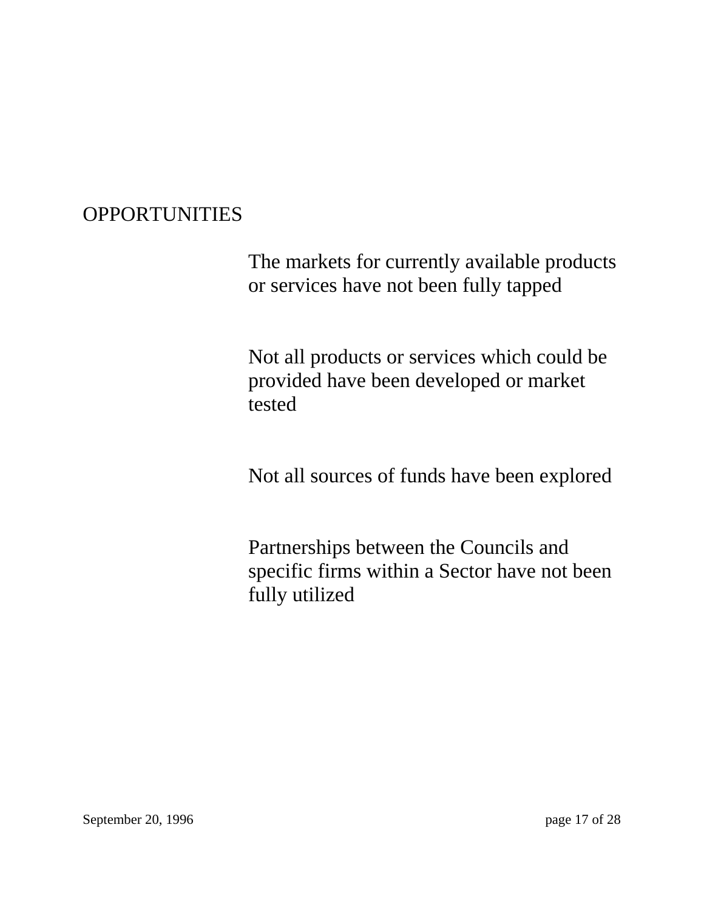## OPPORTUNITIES

The markets for currently available products or services have not been fully tapped

Not all products or services which could be provided have been developed or market tested

Not all sources of funds have been explored

Partnerships between the Councils and specific firms within a Sector have not been fully utilized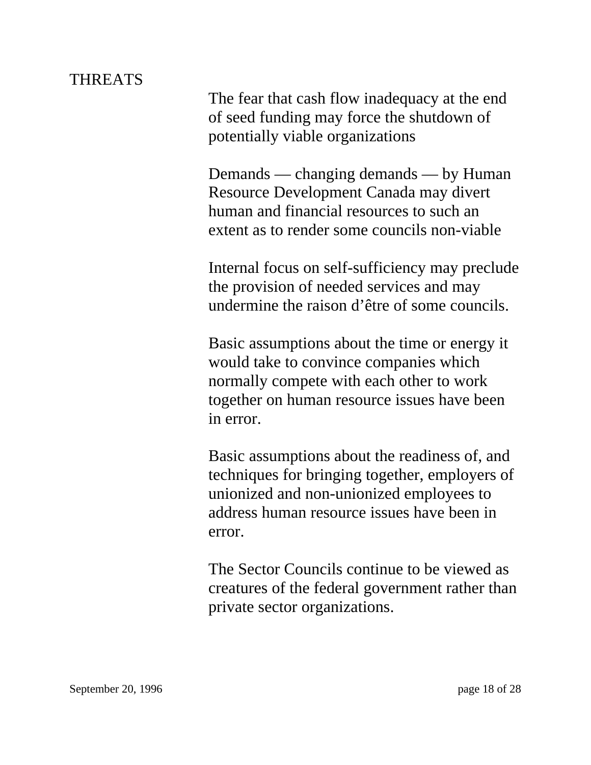## THREATS

The fear that cash flow inadequacy at the end of seed funding may force the shutdown of potentially viable organizations

Demands — changing demands — by Human Resource Development Canada may divert human and financial resources to such an extent as to render some councils non-viable

Internal focus on self-sufficiency may preclude the provision of needed services and may undermine the raison d'être of some councils.

Basic assumptions about the time or energy it would take to convince companies which normally compete with each other to work together on human resource issues have been in error.

Basic assumptions about the readiness of, and techniques for bringing together, employers of unionized and non-unionized employees to address human resource issues have been in error.

The Sector Councils continue to be viewed as creatures of the federal government rather than private sector organizations.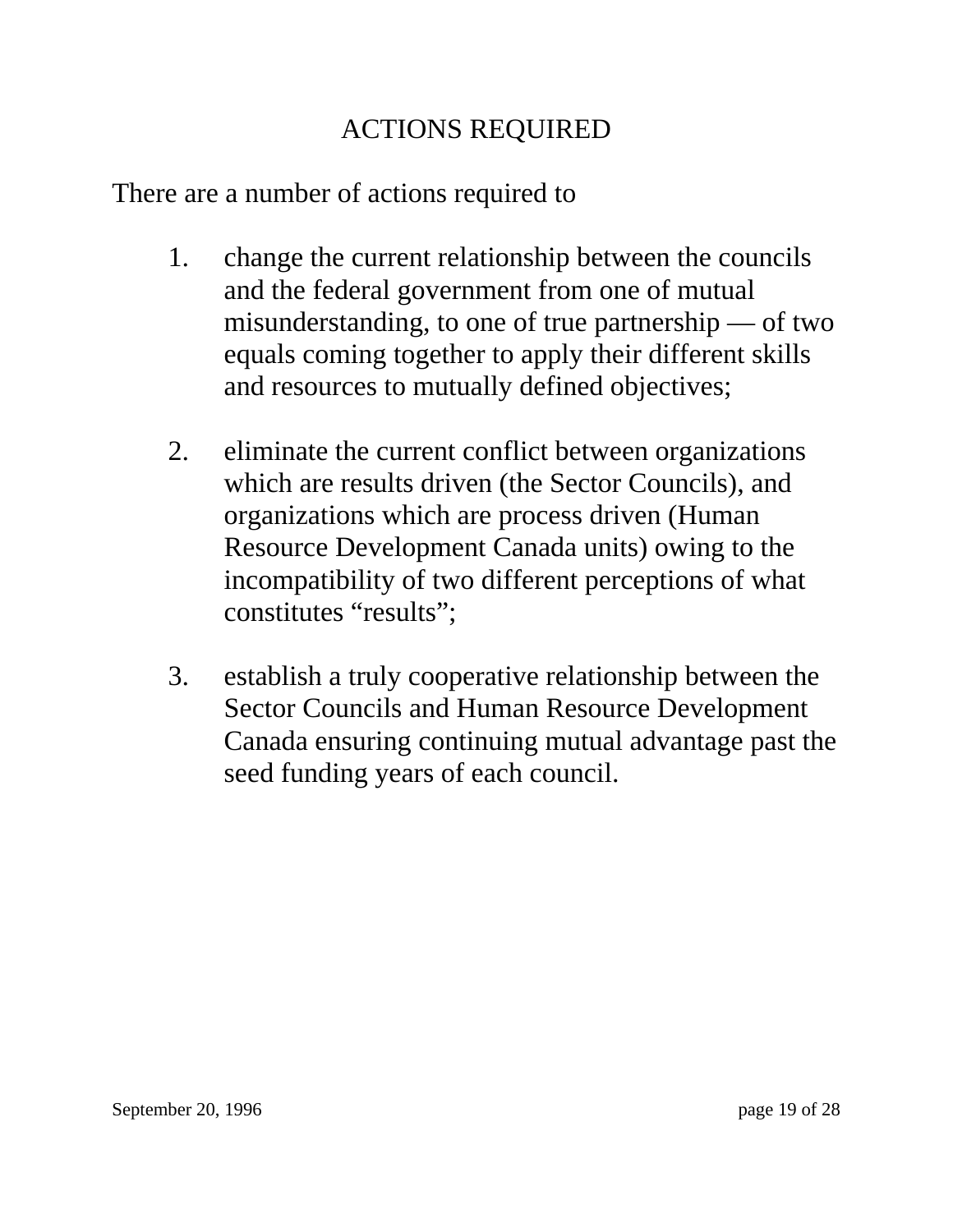## ACTIONS REQUIRED

There are a number of actions required to

1. change the current relationship between the councils and the federal government from one of mutual misunderstanding, to one of true partnership — of two equals coming together to apply their different skills and resources to mutually defined objectives;

2. eliminate the current conflict between organizations which are results driven (the Sector Councils), and organizations which are process driven (Human Resource Development Canada units) owing to the incompatibility of two different perceptions of what constitutes “results”;

3. establish a truly cooperative relationship between the Sector Councils and Human Resource Development Canada ensuring continuing mutual advantage past the seed funding years of each council.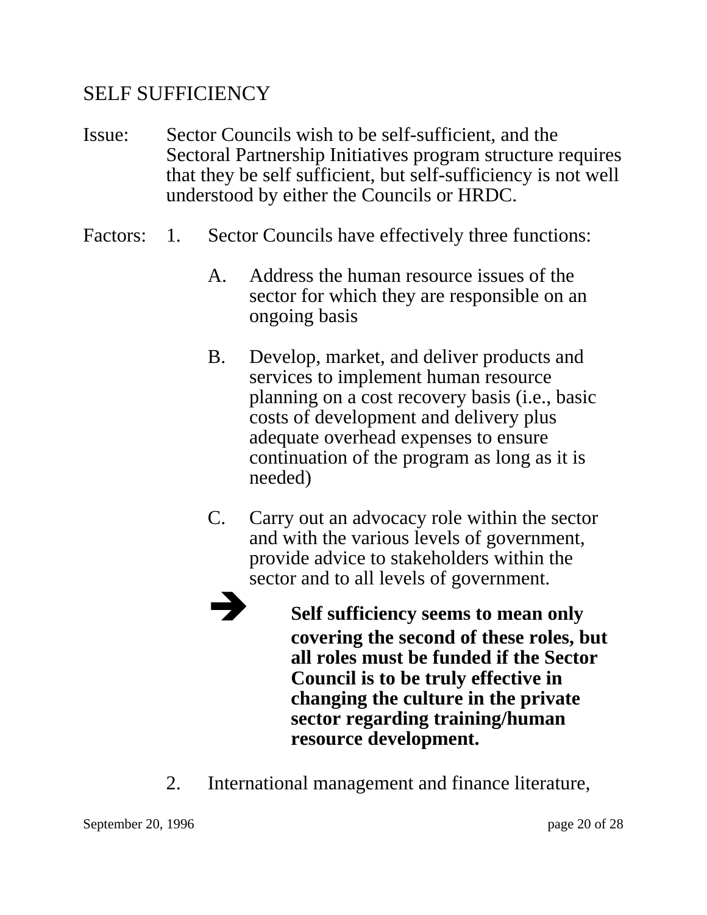## SELF SUFFICIENCY

Issue: Sector Councils wish to be self-sufficient, and the Sectoral Partnership Initiatives program structure requires that they be self sufficient, but self-sufficiency is not well understood by either the Councils or HRDC.

Factors:

1. Sector Councils have effectively three functions:

   A. Address the human resource issues of the sector for which they are responsible on an ongoing basis

   B. Develop, market, and deliver products and services to implement human resource planning on a cost recovery basis (i.e., basic costs of development and delivery plus adequate overhead expenses to ensure continuation of the program as long as it is needed)

   C. Carry out an advocacy role within the sector and with the various levels of government, provide advice to stakeholders within the sector and to all levels of government.

   ➔ **Self sufficiency seems to mean only covering the second of these roles, but all roles must be funded if the Sector Council is to be truly effective in changing the culture in the private sector regarding training/human resource development.**

2. International management and finance literature,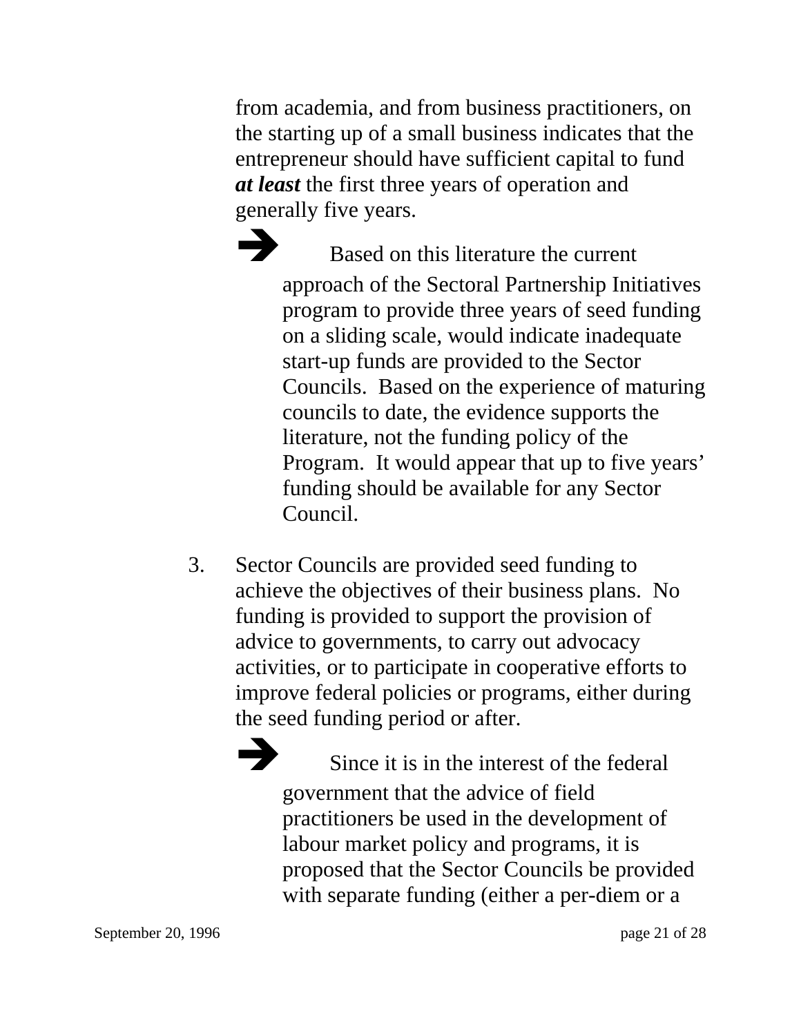from academia, and from business practitioners, on the starting up of a small business indicates that the entrepreneur should have sufficient capital to fund ***at least*** the first three years of operation and generally five years.

➔ Based on this literature the current approach of the Sectoral Partnership Initiatives program to provide three years of seed funding on a sliding scale, would indicate inadequate start-up funds are provided to the Sector Councils. Based on the experience of maturing councils to date, the evidence supports the literature, not the funding policy of the Program. It would appear that up to five years' funding should be available for any Sector Council.

3. Sector Councils are provided seed funding to achieve the objectives of their business plans. No funding is provided to support the provision of advice to governments, to carry out advocacy activities, or to participate in cooperative efforts to improve federal policies or programs, either during the seed funding period or after.

   ➔ Since it is in the interest of the federal government that the advice of field practitioners be used in the development of labour market policy and programs, it is proposed that the Sector Councils be provided with separate funding (either a per-diem or a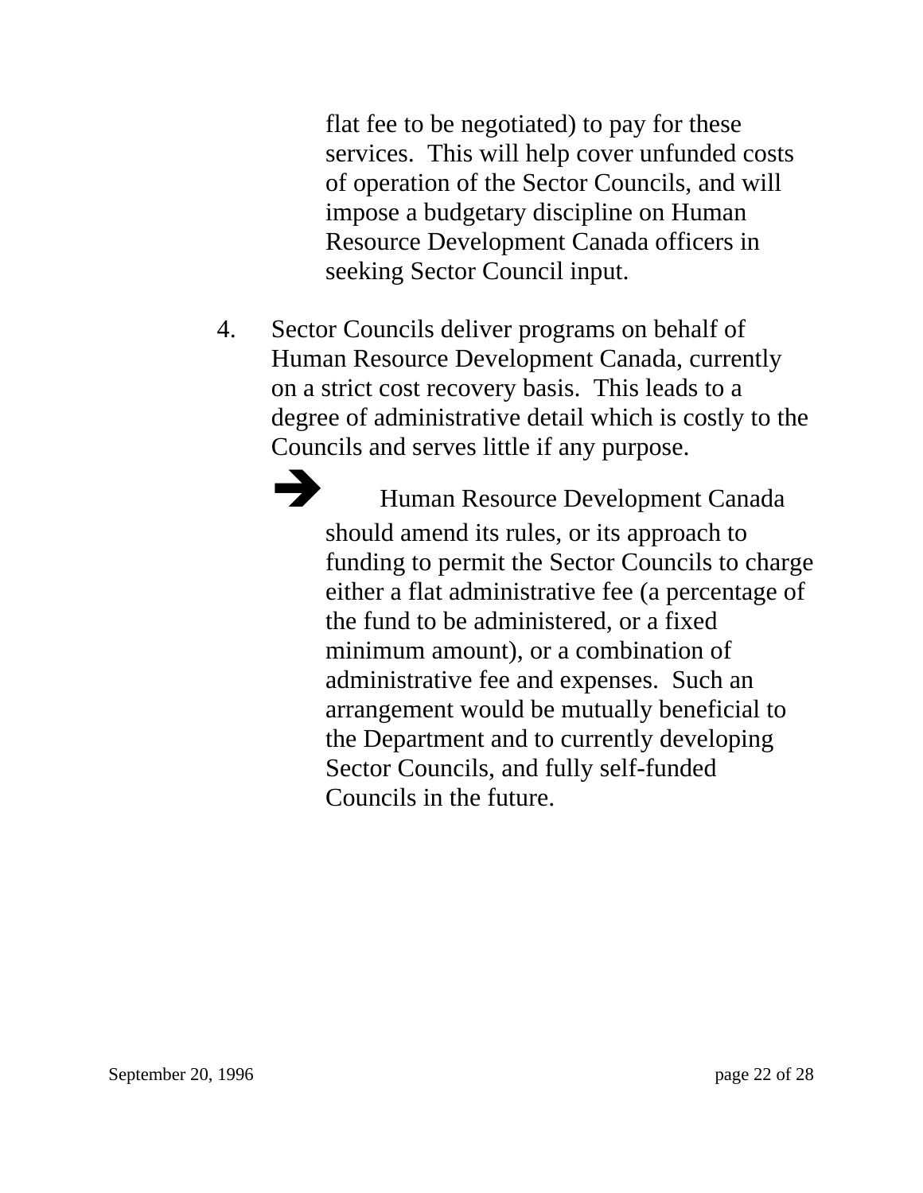flat fee to be negotiated) to pay for these services. This will help cover unfunded costs of operation of the Sector Councils, and will impose a budgetary discipline on Human Resource Development Canada officers in seeking Sector Council input.

4. Sector Councils deliver programs on behalf of Human Resource Development Canada, currently on a strict cost recovery basis. This leads to a degree of administrative detail which is costly to the Councils and serves little if any purpose.

   ➔ Human Resource Development Canada should amend its rules, or its approach to funding to permit the Sector Councils to charge either a flat administrative fee (a percentage of the fund to be administered, or a fixed minimum amount), or a combination of administrative fee and expenses. Such an arrangement would be mutually beneficial to the Department and to currently developing Sector Councils, and fully self-funded Councils in the future.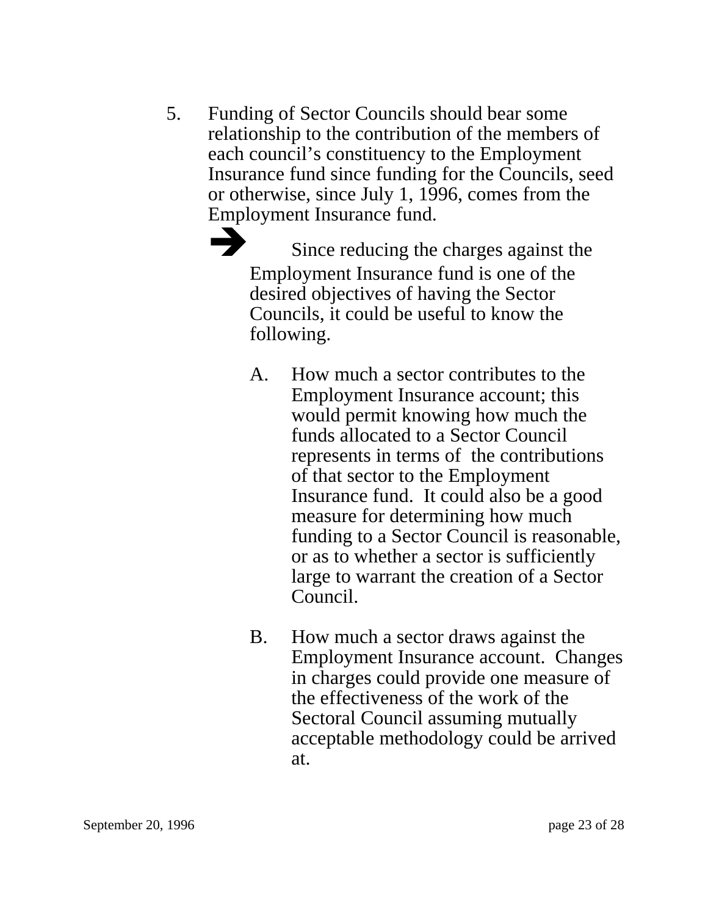5. Funding of Sector Councils should bear some relationship to the contribution of the members of each council's constituency to the Employment Insurance fund since funding for the Councils, seed or otherwise, since July 1, 1996, comes from the Employment Insurance fund.

   ➔ Since reducing the charges against the Employment Insurance fund is one of the desired objectives of having the Sector Councils, it could be useful to know the following.

   A. How much a sector contributes to the Employment Insurance account; this would permit knowing how much the funds allocated to a Sector Council represents in terms of the contributions of that sector to the Employment Insurance fund. It could also be a good measure for determining how much funding to a Sector Council is reasonable, or as to whether a sector is sufficiently large to warrant the creation of a Sector Council.

   B. How much a sector draws against the Employment Insurance account. Changes in charges could provide one measure of the effectiveness of the work of the Sectoral Council assuming mutually acceptable methodology could be arrived at.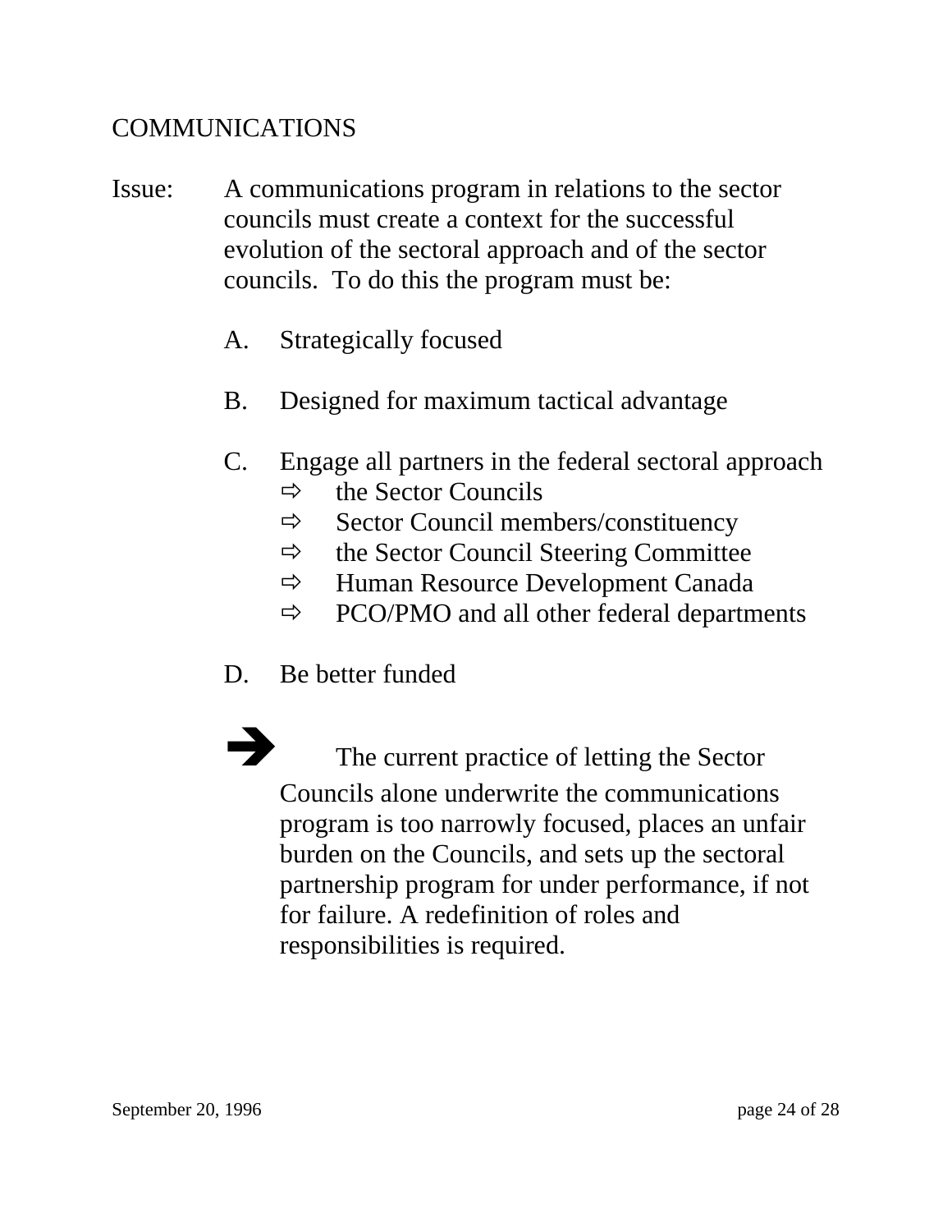## COMMUNICATIONS

Issue: A communications program in relations to the sector councils must create a context for the successful evolution of the sectoral approach and of the sector councils. To do this the program must be:

A. Strategically focused

B. Designed for maximum tactical advantage

C. Engage all partners in the federal sectoral approach
   - the Sector Councils
   - Sector Council members/constituency
   - the Sector Council Steering Committee
   - Human Resource Development Canada
   - PCO/PMO and all other federal departments

D. Be better funded

➔ The current practice of letting the Sector Councils alone underwrite the communications program is too narrowly focused, places an unfair burden on the Councils, and sets up the sectoral partnership program for under performance, if not for failure. A redefinition of roles and responsibilities is required.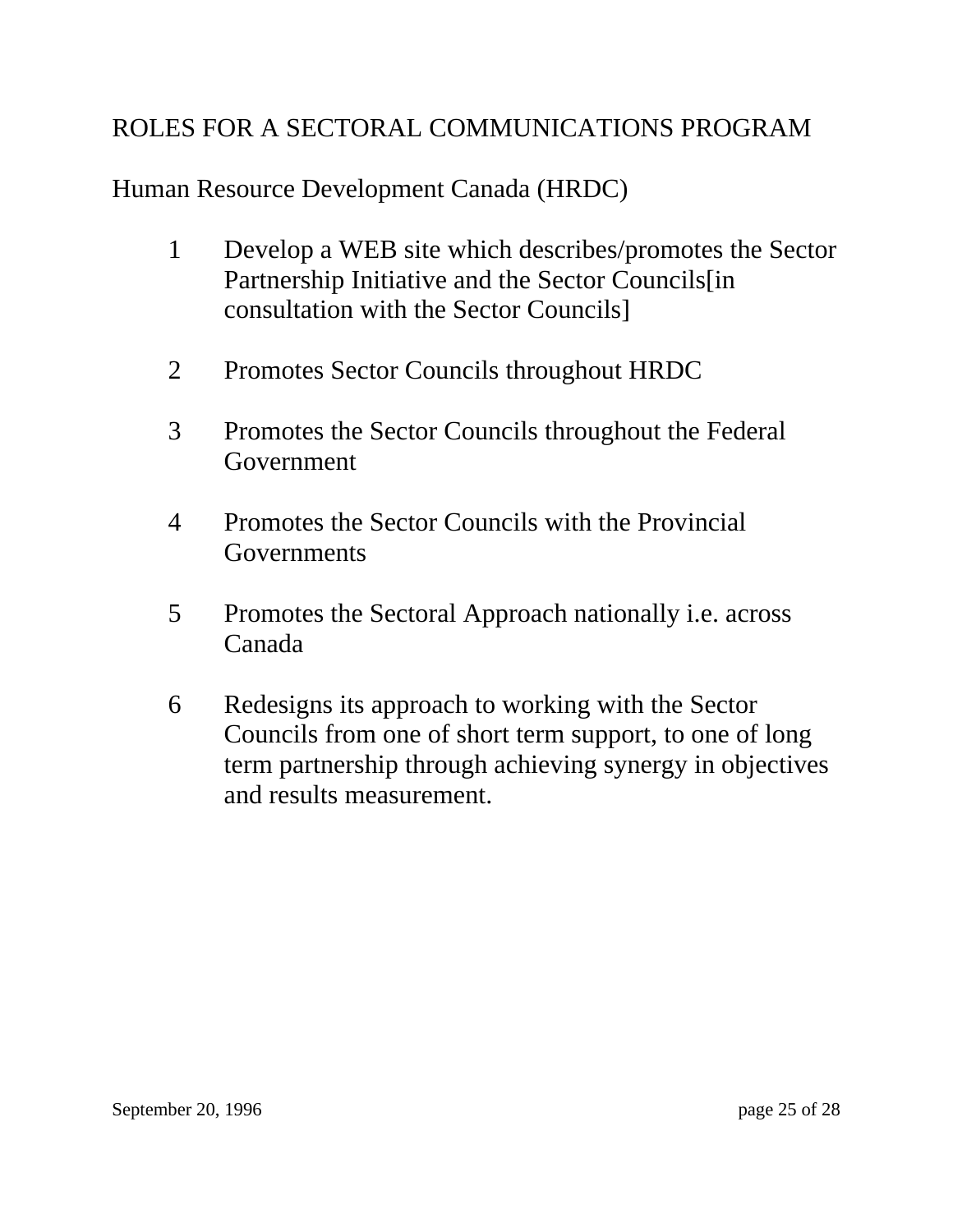# ROLES FOR A SECTORAL COMMUNICATIONS PROGRAM

## Human Resource Development Canada (HRDC)

1. Develop a WEB site which describes/promotes the Sector Partnership Initiative and the Sector Councils[in consultation with the Sector Councils]

2. Promotes Sector Councils throughout HRDC

3. Promotes the Sector Councils throughout the Federal Government

4. Promotes the Sector Councils with the Provincial Governments

5. Promotes the Sectoral Approach nationally i.e. across Canada

6. Redesigns its approach to working with the Sector Councils from one of short term support, to one of long term partnership through achieving synergy in objectives and results measurement.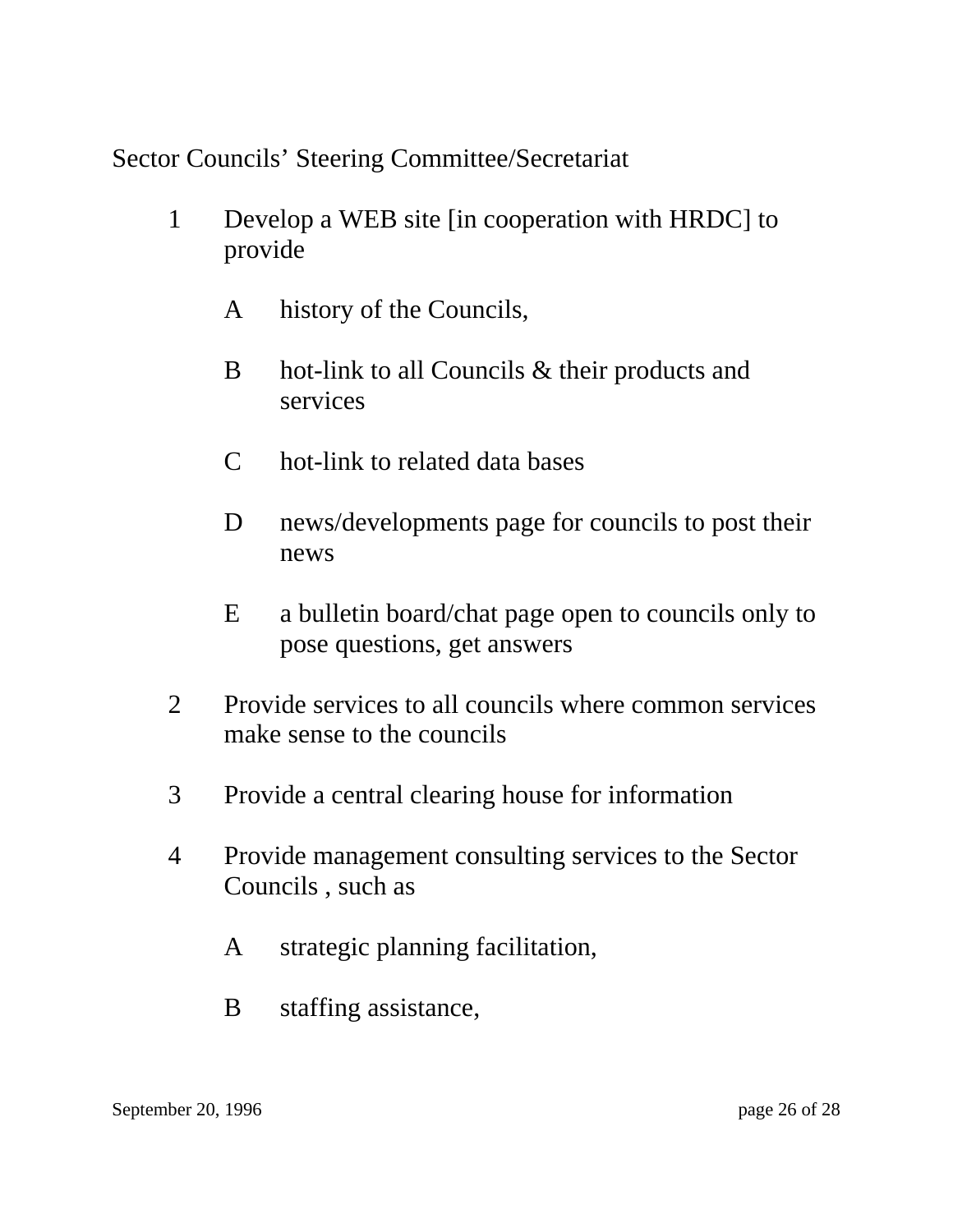Sector Councils' Steering Committee/Secretariat

1. Develop a WEB site [in cooperation with HRDC] to provide

   A. history of the Councils,

   B. hot-link to all Councils & their products and services

   C. hot-link to related data bases

   D. news/developments page for councils to post their news

   E. a bulletin board/chat page open to councils only to pose questions, get answers

2. Provide services to all councils where common services make sense to the councils

3. Provide a central clearing house for information

4. Provide management consulting services to the Sector Councils , such as

   A. strategic planning facilitation,

   B. staffing assistance,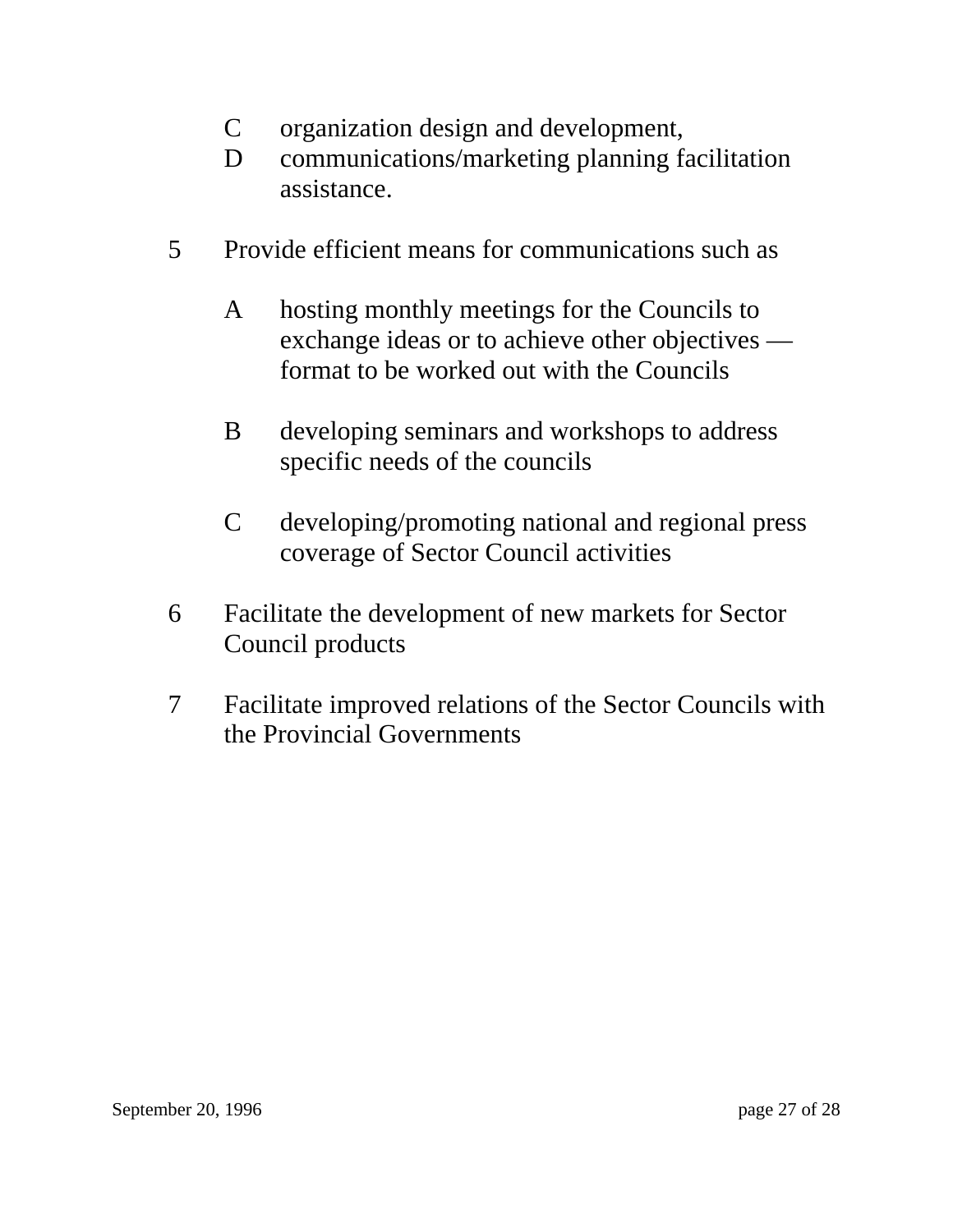C organization design and development,
D communications/marketing planning facilitation assistance.

5 Provide efficient means for communications such as

   A hosting monthly meetings for the Councils to exchange ideas or to achieve other objectives — format to be worked out with the Councils

   B developing seminars and workshops to address specific needs of the councils

   C developing/promoting national and regional press coverage of Sector Council activities

6 Facilitate the development of new markets for Sector Council products

7 Facilitate improved relations of the Sector Councils with the Provincial Governments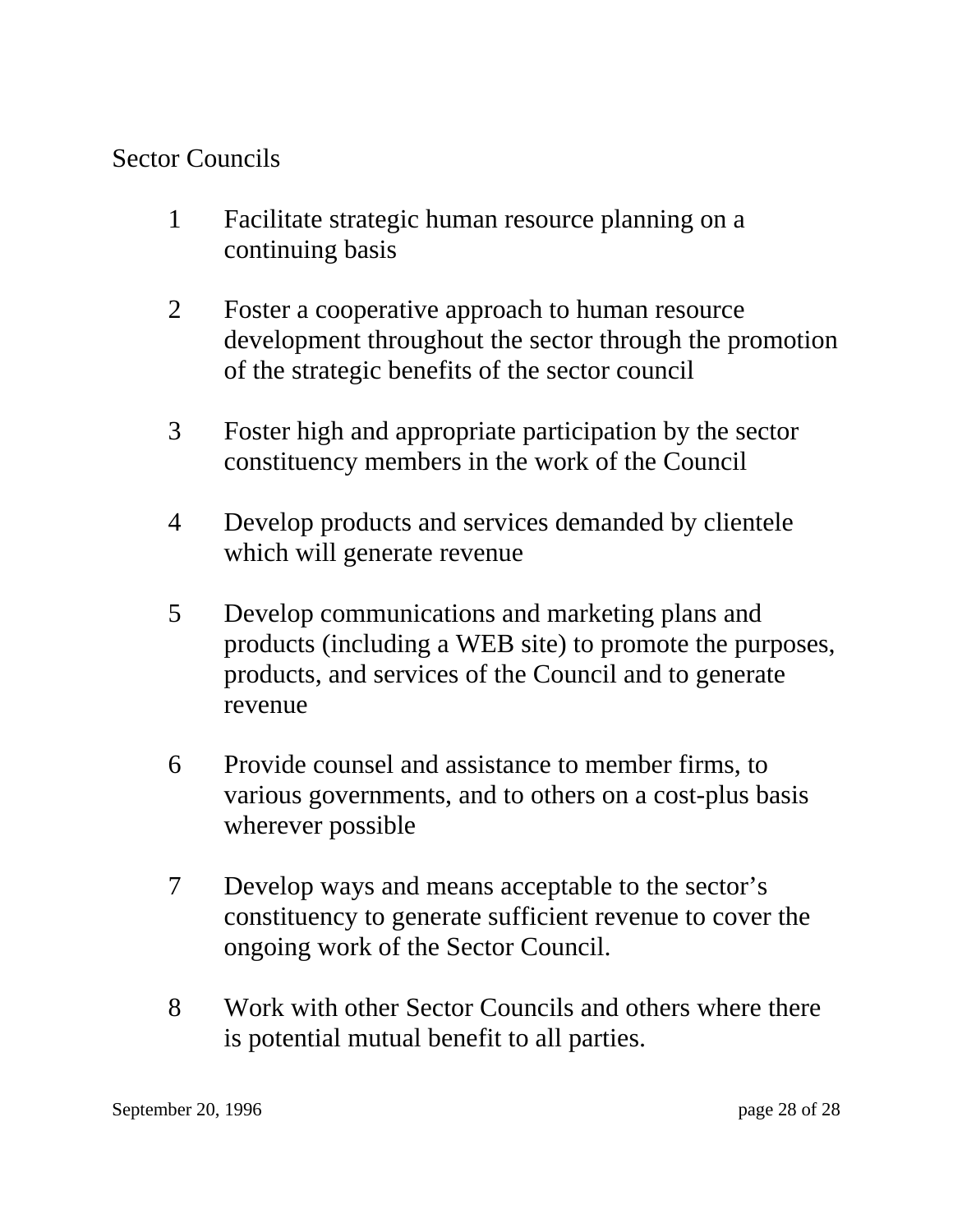Sector Councils

1. Facilitate strategic human resource planning on a continuing basis

2. Foster a cooperative approach to human resource development throughout the sector through the promotion of the strategic benefits of the sector council

3. Foster high and appropriate participation by the sector constituency members in the work of the Council

4. Develop products and services demanded by clientele which will generate revenue

5. Develop communications and marketing plans and products (including a WEB site) to promote the purposes, products, and services of the Council and to generate revenue

6. Provide counsel and assistance to member firms, to various governments, and to others on a cost-plus basis wherever possible

7. Develop ways and means acceptable to the sector's constituency to generate sufficient revenue to cover the ongoing work of the Sector Council.

8. Work with other Sector Councils and others where there is potential mutual benefit to all parties.

September 20, 1996